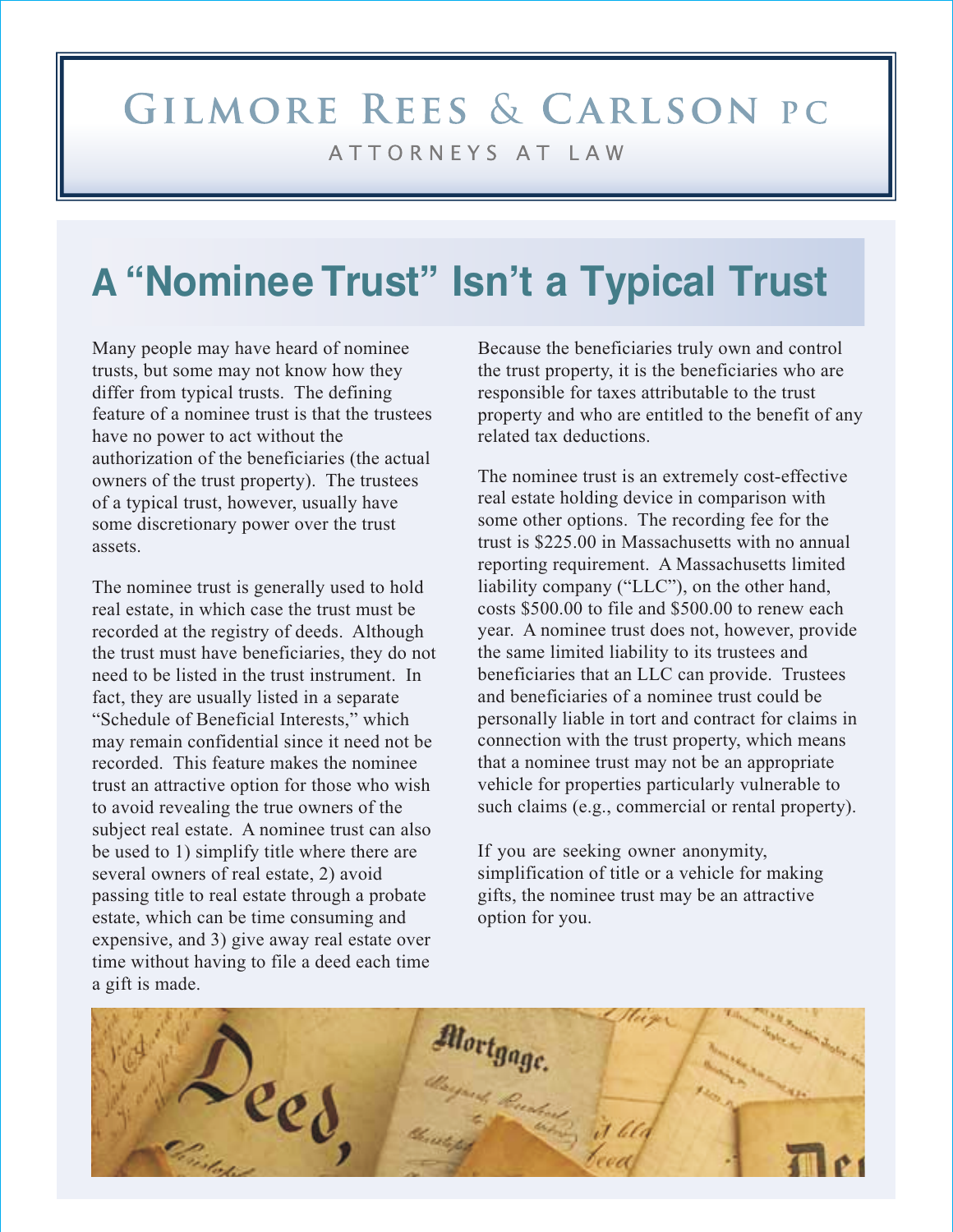# GILMORE REES & CARLSON PC

ATTORNEYS AT LAW

## A "Nominee Trust" Isn't a Typical Trust

Many people may have heard of nominee trusts, but some may not know how they differ from typical trusts. The defining feature of a nominee trust is that the trustees have no power to act without the authorization of the beneficiaries (the actual owners of the trust property). The trustees of a typical trust, however, usually have some discretionary power over the trust assets.

The nominee trust is generally used to hold real estate, in which case the trust must be recorded at the registry of deeds. Although the trust must have beneficiaries, they do not need to be listed in the trust instrument. In fact, they are usually listed in a separate "Schedule of Beneficial Interests," which may remain confidential since it need not be recorded. This feature makes the nominee trust an attractive option for those who wish to avoid revealing the true owners of the subject real estate. A nominee trust can also be used to 1) simplify title where there are several owners of real estate, 2) avoid passing title to real estate through a probate estate, which can be time consuming and expensive, and 3) give away real estate over time without having to file a deed each time a gift is made.

Because the beneficiaries truly own and control the trust property, it is the beneficiaries who are responsible for taxes attributable to the trust property and who are entitled to the benefit of any related tax deductions.

The nominee trust is an extremely cost-effective real estate holding device in comparison with some other options. The recording fee for the trust is $225.00 in Massachusetts with no annual reporting requirement. A Massachusetts limited liability company ("LLC"), on the other hand, costs $500.00 to file and $500.00 to renew each year. A nominee trust does not, however, provide the same limited liability to its trustees and beneficiaries that an LLC can provide. Trustees and beneficiaries of a nominee trust could be personally liable in tort and contract for claims in connection with the trust property, which means that a nominee trust may not be an appropriate vehicle for properties particularly vulnerable to such claims (e.g., commercial or rental property).

If you are seeking owner anonymity, simplification of title or a vehicle for making gifts, the nominee trust may be an attractive option for you.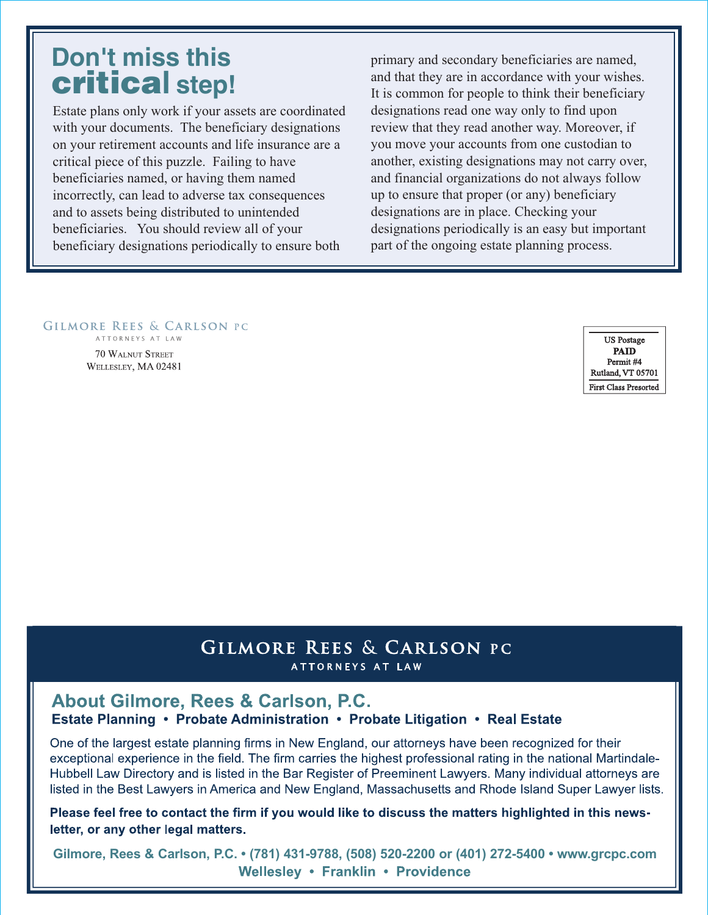## Don't miss this critical step!

Estate plans only work if your assets are coordinated with your documents. The beneficiary designations on your retirement accounts and life insurance are a critical piece of this puzzle. Failing to have beneficiaries named, or having them named incorrectly, can lead to adverse tax consequences and to assets being distributed to unintended beneficiaries. You should review all of your beneficiary designations periodically to ensure both primary and secondary beneficiaries are named, and that they are in accordance with your wishes. It is common for people to think their beneficiary designations read one way only to find upon review that they read another way. Moreover, if you move your accounts from one custodian to another, existing designations may not carry over, and financial organizations do not always follow up to ensure that proper (or any) beneficiary designations are in place. Checking your designations periodically is an easy but important part of the ongoing estate planning process.

GILMORE REES & CARLSON PC
ATTORNEYS AT LAW
70 WALNUT STREET
WELLESLEY, MA 02481

US Postage
PAID
Permit #4
Rutland, VT 05701
First Class Presorted

GILMORE REES & CARLSON PC
ATTORNEYS AT LAW

## About Gilmore, Rees & Carlson, P.C.

**Estate Planning • Probate Administration • Probate Litigation • Real Estate**

One of the largest estate planning firms in New England, our attorneys have been recognized for their exceptional experience in the field. The firm carries the highest professional rating in the national Martindale-Hubbell Law Directory and is listed in the Bar Register of Preeminent Lawyers. Many individual attorneys are listed in the Best Lawyers in America and New England, Massachusetts and Rhode Island Super Lawyer lists.

**Please feel free to contact the firm if you would like to discuss the matters highlighted in this newsletter, or any other legal matters.**

Gilmore, Rees & Carlson, P.C. • (781) 431-9788, (508) 520-2200 or (401) 272-5400 • www.grcpc.com
Wellesley • Franklin • Providence